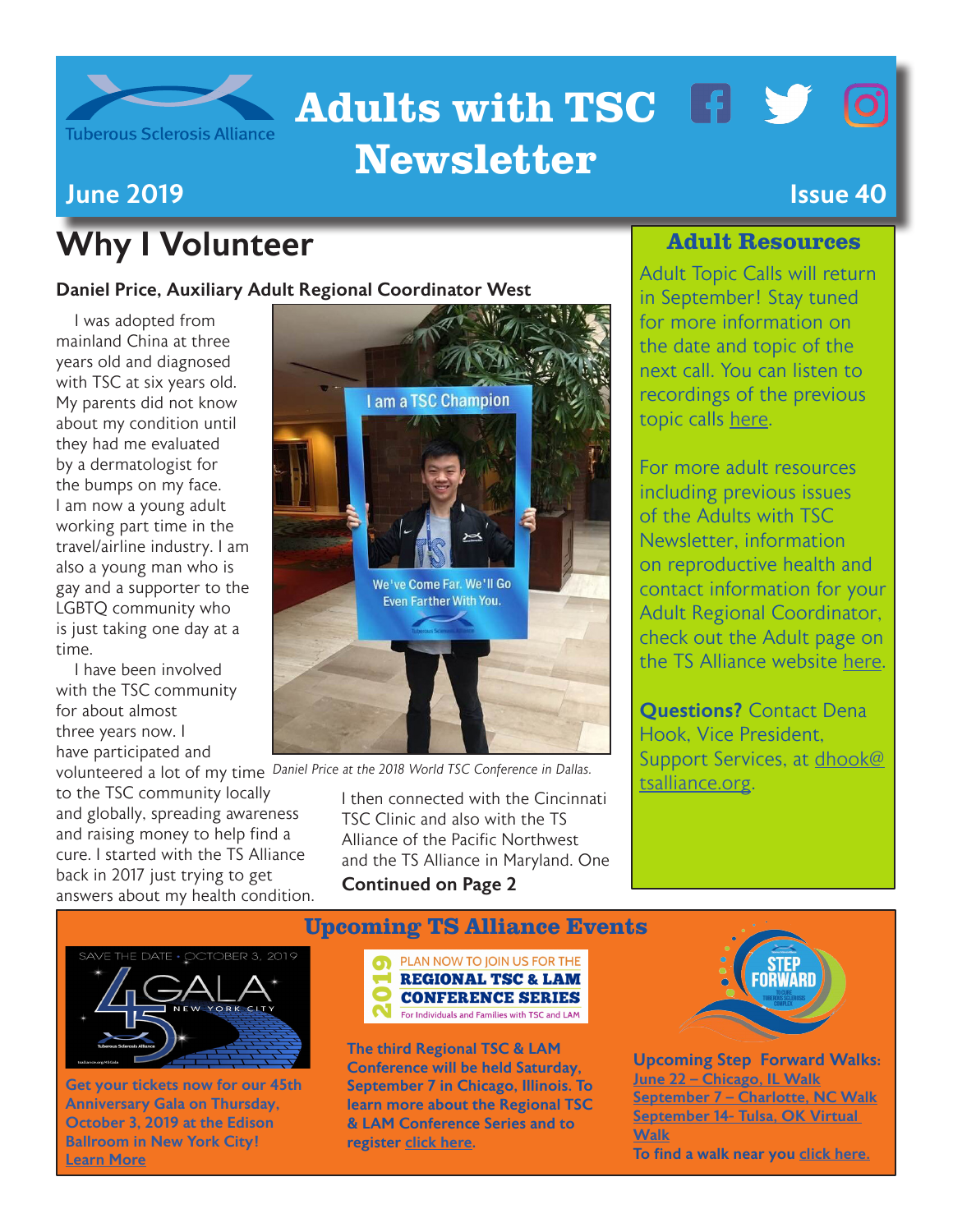# Adults with TSC Newsletter

**June 2019** | **Issue 40**

## Why I Volunteer

**Daniel Price, Auxiliary Adult Regional Coordinator West**

I was adopted from mainland China at three years old and diagnosed with TSC at six years old. My parents did not know about my condition until they had me evaluated by a dermatologist for the bumps on my face. I am now a young adult working part time in the travel/airline industry. I am also a young man who is gay and a supporter to the LGBTQ community who is just taking one day at a time.

I have been involved with the TSC community for about almost three years now. I have participated and volunteered a lot of my time to the TSC community locally and globally, spreading awareness and raising money to help find a cure. I started with the TS Alliance back in 2017 just trying to get answers about my health condition.

*Daniel Price at the 2018 World TSC Conference in Dallas.*

I then connected with the Cincinnati TSC Clinic and also with the TS Alliance of the Pacific Northwest and the TS Alliance in Maryland. One

**Continued on Page 2**

## Adult Resources

Adult Topic Calls will return in September! Stay tuned for more information on the date and topic of the next call. You can listen to recordings of the previous topic calls here.

For more adult resources including previous issues of the Adults with TSC Newsletter, information on reproductive health and contact information for your Adult Regional Coordinator, check out the Adult page on the TS Alliance website here.

**Questions?** Contact Dena Hook, Vice President, Support Services, at dhook@tsalliance.org.

## Upcoming TS Alliance Events

SAVE THE DATE • OCTOBER 3, 2019
45 GALA NEW YORK CITY

**Get your tickets now for our 45th Anniversary Gala on Thursday, October 3, 2019 at the Edison Ballroom in New York City!**
**Learn More**

2019 PLAN NOW TO JOIN US FOR THE REGIONAL TSC & LAM CONFERENCE SERIES
For Individuals and Families with TSC and LAM

**The third Regional TSC & LAM Conference will be held Saturday, September 7 in Chicago, Illinois. To learn more about the Regional TSC & LAM Conference Series and to register click here.**

STEP FORWARD TO CURE TUBEROUS SCLEROSIS COMPLEX

**Upcoming Step Forward Walks:**
**June 22 – Chicago, IL Walk**
**September 7 – Charlotte, NC Walk**
**September 14- Tulsa, OK Virtual Walk**
**To find a walk near you click here.**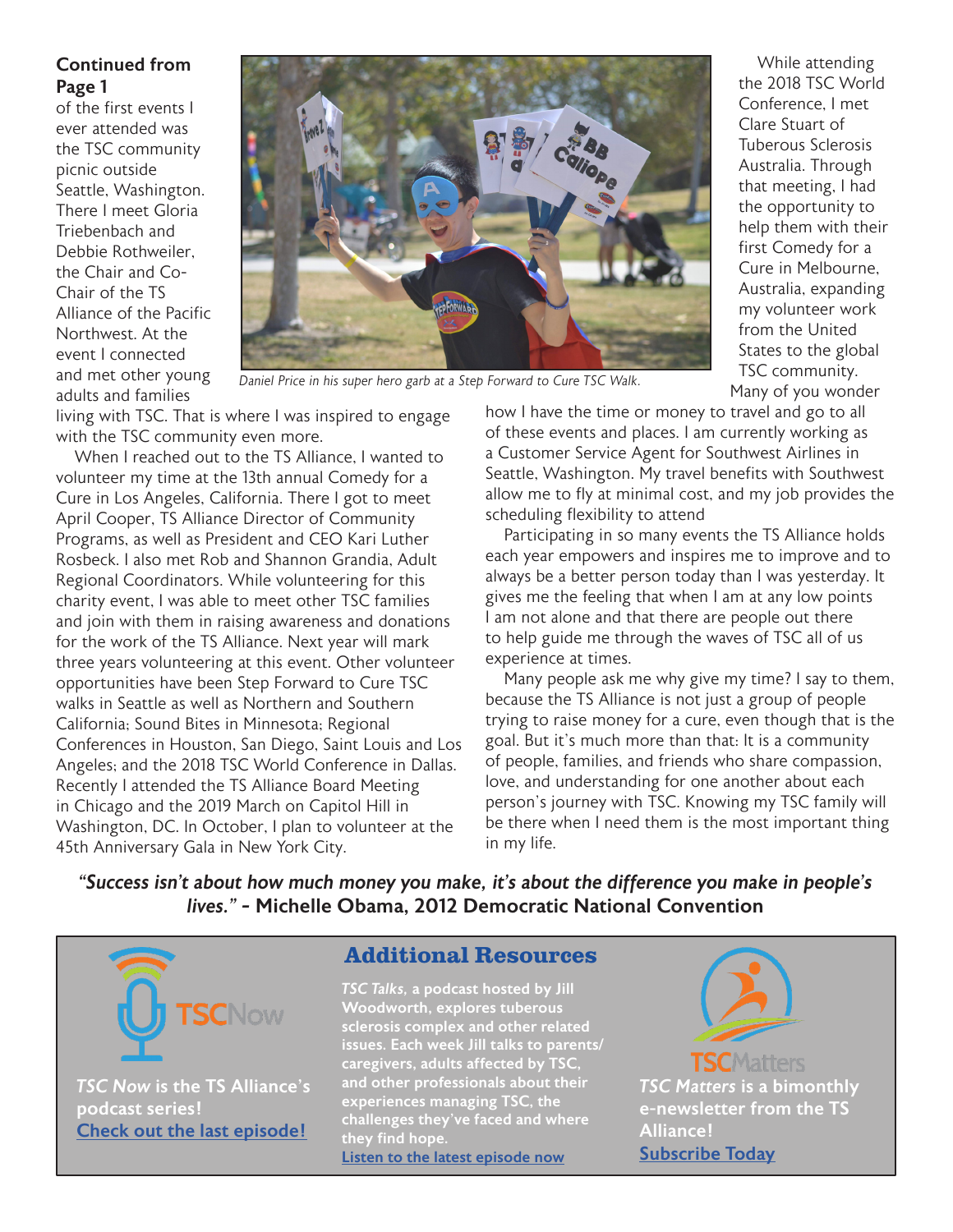**Continued from Page 1**

of the first events I ever attended was the TSC community picnic outside Seattle, Washington. There I meet Gloria Triebenbach and Debbie Rothweiler, the Chair and Co-Chair of the TS Alliance of the Pacific Northwest. At the event I connected and met other young adults and families living with TSC. That is where I was inspired to engage with the TSC community even more.

When I reached out to the TS Alliance, I wanted to volunteer my time at the 13th annual Comedy for a Cure in Los Angeles, California. There I got to meet April Cooper, TS Alliance Director of Community Programs, as well as President and CEO Kari Luther Rosbeck. I also met Rob and Shannon Grandia, Adult Regional Coordinators. While volunteering for this charity event, I was able to meet other TSC families and join with them in raising awareness and donations for the work of the TS Alliance. Next year will mark three years volunteering at this event. Other volunteer opportunities have been Step Forward to Cure TSC walks in Seattle as well as Northern and Southern California; Sound Bites in Minnesota; Regional Conferences in Houston, San Diego, Saint Louis and Los Angeles; and the 2018 TSC World Conference in Dallas. Recently I attended the TS Alliance Board Meeting in Chicago and the 2019 March on Capitol Hill in Washington, DC. In October, I plan to volunteer at the 45th Anniversary Gala in New York City.

*Daniel Price in his super hero garb at a Step Forward to Cure TSC Walk.*

While attending the 2018 TSC World Conference, I met Clare Stuart of Tuberous Sclerosis Australia. Through that meeting, I had the opportunity to help them with their first Comedy for a Cure in Melbourne, Australia, expanding my volunteer work from the United States to the global TSC community.

Many of you wonder how I have the time or money to travel and go to all of these events and places. I am currently working as a Customer Service Agent for Southwest Airlines in Seattle, Washington. My travel benefits with Southwest allow me to fly at minimal cost, and my job provides the scheduling flexibility to attend

Participating in so many events the TS Alliance holds each year empowers and inspires me to improve and to always be a better person today than I was yesterday. It gives me the feeling that when I am at any low points I am not alone and that there are people out there to help guide me through the waves of TSC all of us experience at times.

Many people ask me why give my time? I say to them, because the TS Alliance is not just a group of people trying to raise money for a cure, even though that is the goal. But it's much more than that: It is a community of people, families, and friends who share compassion, love, and understanding for one another about each person's journey with TSC. Knowing my TSC family will be there when I need them is the most important thing in my life.

***"Success isn't about how much money you make, it's about the difference you make in people's lives."*** **- Michelle Obama, 2012 Democratic National Convention**

## Additional Resources

TSCNow

***TSC Now* is the TS Alliance's podcast series!**
**Check out the last episode!**

***TSC Talks,* a podcast hosted by Jill Woodworth, explores tuberous sclerosis complex and other related issues. Each week Jill talks to parents/caregivers, adults affected by TSC, and other professionals about their experiences managing TSC, the challenges they've faced and where they find hope.**
**Listen to the latest episode now**

TSCMatters

***TSC Matters* is a bimonthly e-newsletter from the TS Alliance!**
**Subscribe Today**